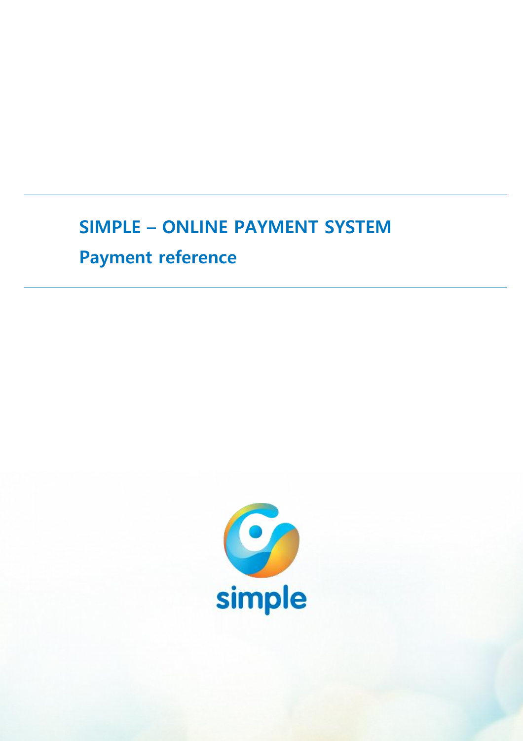# SIMPLE – ONLINE PAYMENT SYSTEM

## Payment reference

simple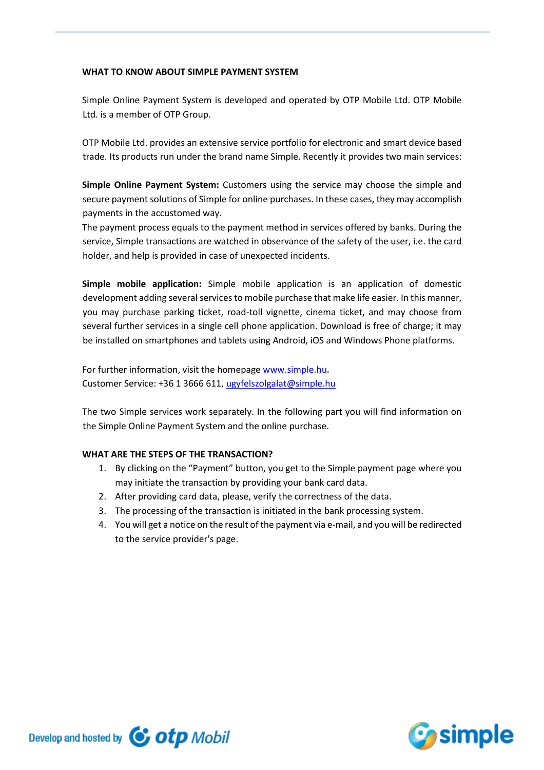## WHAT TO KNOW ABOUT SIMPLE PAYMENT SYSTEM

Simple Online Payment System is developed and operated by OTP Mobile Ltd. OTP Mobile Ltd. is a member of OTP Group.

OTP Mobile Ltd. provides an extensive service portfolio for electronic and smart device based trade. Its products run under the brand name Simple. Recently it provides two main services:

**Simple Online Payment System:** Customers using the service may choose the simple and secure payment solutions of Simple for online purchases. In these cases, they may accomplish payments in the accustomed way.
The payment process equals to the payment method in services offered by banks. During the service, Simple transactions are watched in observance of the safety of the user, i.e. the card holder, and help is provided in case of unexpected incidents.

**Simple mobile application:** Simple mobile application is an application of domestic development adding several services to mobile purchase that make life easier. In this manner, you may purchase parking ticket, road-toll vignette, cinema ticket, and may choose from several further services in a single cell phone application. Download is free of charge; it may be installed on smartphones and tablets using Android, iOS and Windows Phone platforms.

For further information, visit the homepage [www.simple.hu](http://www.simple.hu).
Customer Service: +36 1 3666 611, [ugyfelszolgalat@simple.hu](mailto:ugyfelszolgalat@simple.hu)

The two Simple services work separately. In the following part you will find information on the Simple Online Payment System and the online purchase.

## WHAT ARE THE STEPS OF THE TRANSACTION?

1. By clicking on the "Payment" button, you get to the Simple payment page where you may initiate the transaction by providing your bank card data.
2. After providing card data, please, verify the correctness of the data.
3. The processing of the transaction is initiated in the bank processing system.
4. You will get a notice on the result of the payment via e-mail, and you will be redirected to the service provider's page.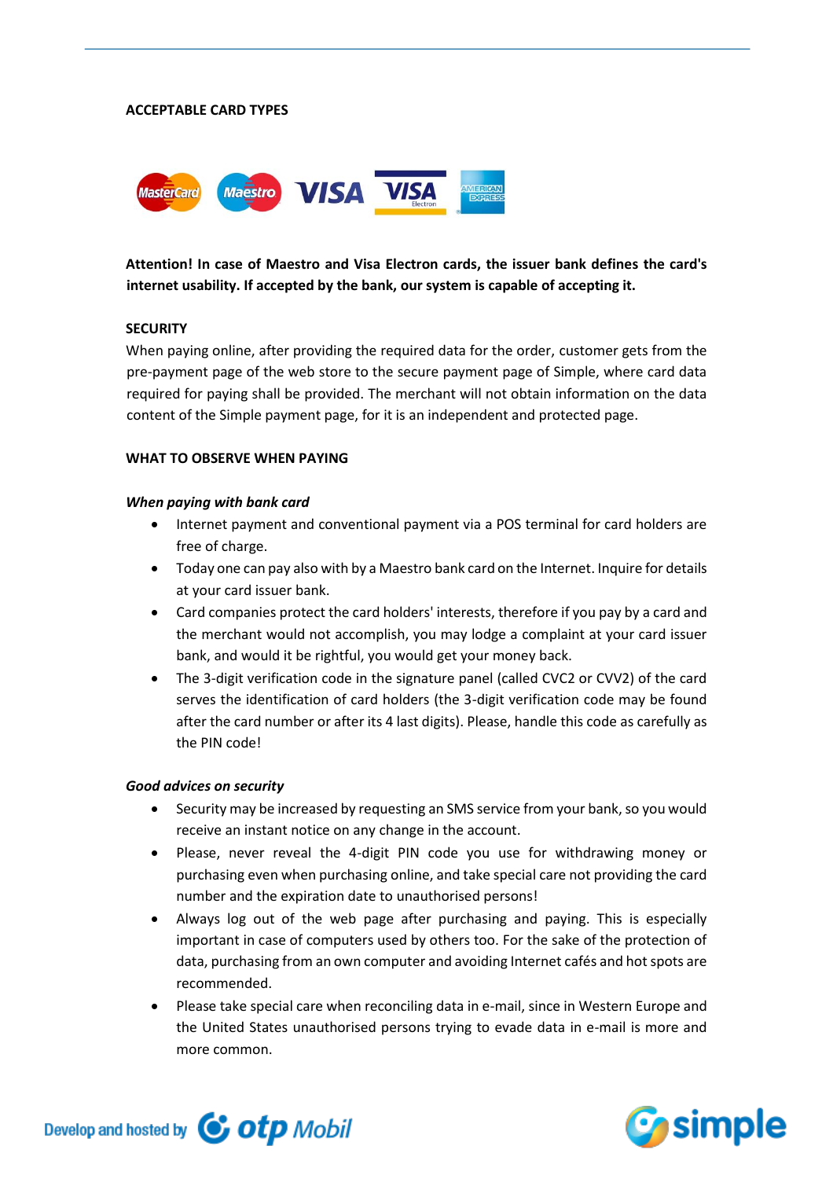**ACCEPTABLE CARD TYPES**

**Attention! In case of Maestro and Visa Electron cards, the issuer bank defines the card's internet usability. If accepted by the bank, our system is capable of accepting it.**

**SECURITY**

When paying online, after providing the required data for the order, customer gets from the pre-payment page of the web store to the secure payment page of Simple, where card data required for paying shall be provided. The merchant will not obtain information on the data content of the Simple payment page, for it is an independent and protected page.

**WHAT TO OBSERVE WHEN PAYING**

***When paying with bank card***

- Internet payment and conventional payment via a POS terminal for card holders are free of charge.
- Today one can pay also with by a Maestro bank card on the Internet. Inquire for details at your card issuer bank.
- Card companies protect the card holders' interests, therefore if you pay by a card and the merchant would not accomplish, you may lodge a complaint at your card issuer bank, and would it be rightful, you would get your money back.
- The 3-digit verification code in the signature panel (called CVC2 or CVV2) of the card serves the identification of card holders (the 3-digit verification code may be found after the card number or after its 4 last digits). Please, handle this code as carefully as the PIN code!

***Good advices on security***

- Security may be increased by requesting an SMS service from your bank, so you would receive an instant notice on any change in the account.
- Please, never reveal the 4-digit PIN code you use for withdrawing money or purchasing even when purchasing online, and take special care not providing the card number and the expiration date to unauthorised persons!
- Always log out of the web page after purchasing and paying. This is especially important in case of computers used by others too. For the sake of the protection of data, purchasing from an own computer and avoiding Internet cafés and hot spots are recommended.
- Please take special care when reconciling data in e-mail, since in Western Europe and the United States unauthorised persons trying to evade data in e-mail is more and more common.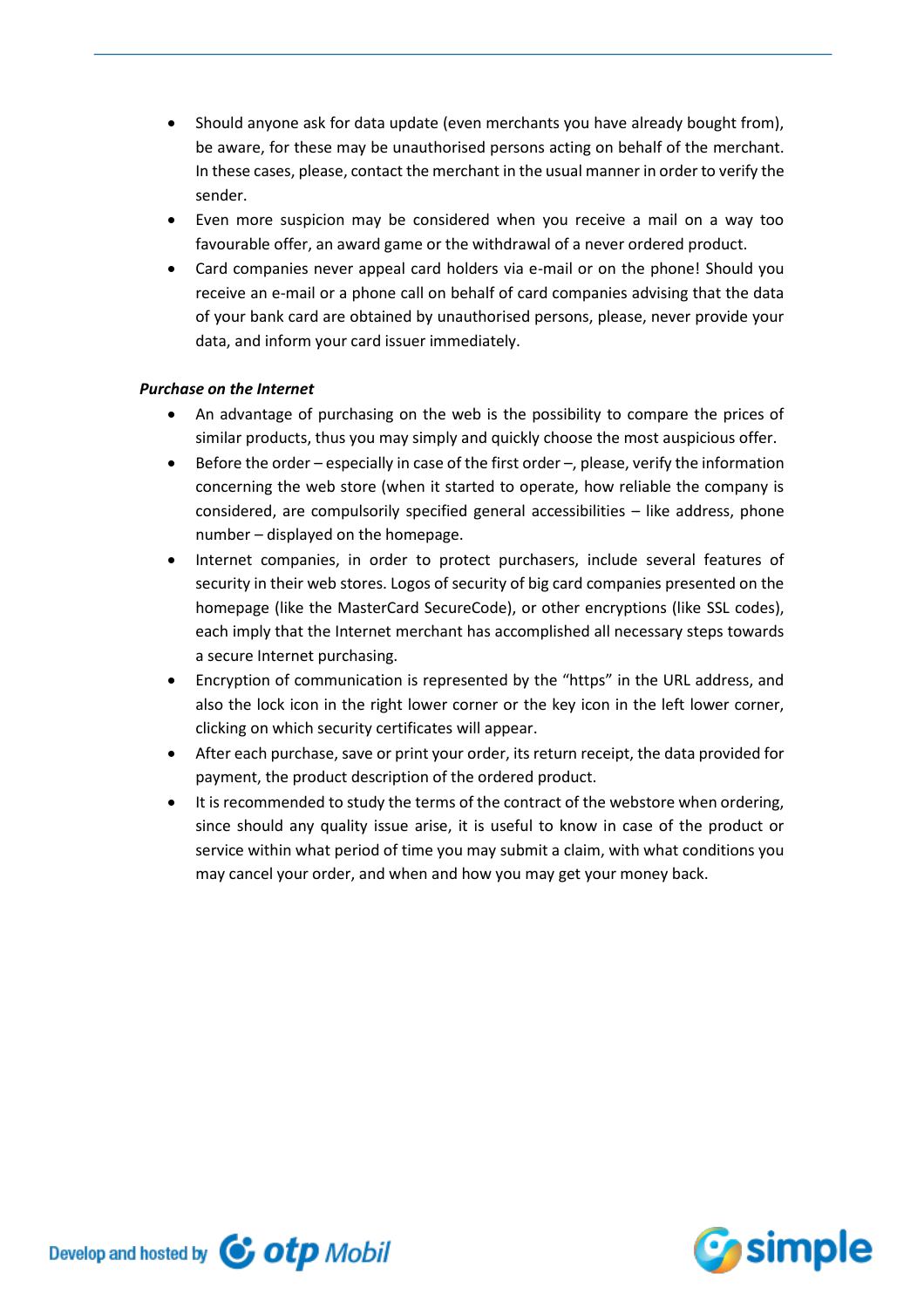- Should anyone ask for data update (even merchants you have already bought from), be aware, for these may be unauthorised persons acting on behalf of the merchant. In these cases, please, contact the merchant in the usual manner in order to verify the sender.
- Even more suspicion may be considered when you receive a mail on a way too favourable offer, an award game or the withdrawal of a never ordered product.
- Card companies never appeal card holders via e-mail or on the phone! Should you receive an e-mail or a phone call on behalf of card companies advising that the data of your bank card are obtained by unauthorised persons, please, never provide your data, and inform your card issuer immediately.

***Purchase on the Internet***

- An advantage of purchasing on the web is the possibility to compare the prices of similar products, thus you may simply and quickly choose the most auspicious offer.
- Before the order – especially in case of the first order –, please, verify the information concerning the web store (when it started to operate, how reliable the company is considered, are compulsorily specified general accessibilities – like address, phone number – displayed on the homepage.
- Internet companies, in order to protect purchasers, include several features of security in their web stores. Logos of security of big card companies presented on the homepage (like the MasterCard SecureCode), or other encryptions (like SSL codes), each imply that the Internet merchant has accomplished all necessary steps towards a secure Internet purchasing.
- Encryption of communication is represented by the "https" in the URL address, and also the lock icon in the right lower corner or the key icon in the left lower corner, clicking on which security certificates will appear.
- After each purchase, save or print your order, its return receipt, the data provided for payment, the product description of the ordered product.
- It is recommended to study the terms of the contract of the webstore when ordering, since should any quality issue arise, it is useful to know in case of the product or service within what period of time you may submit a claim, with what conditions you may cancel your order, and when and how you may get your money back.